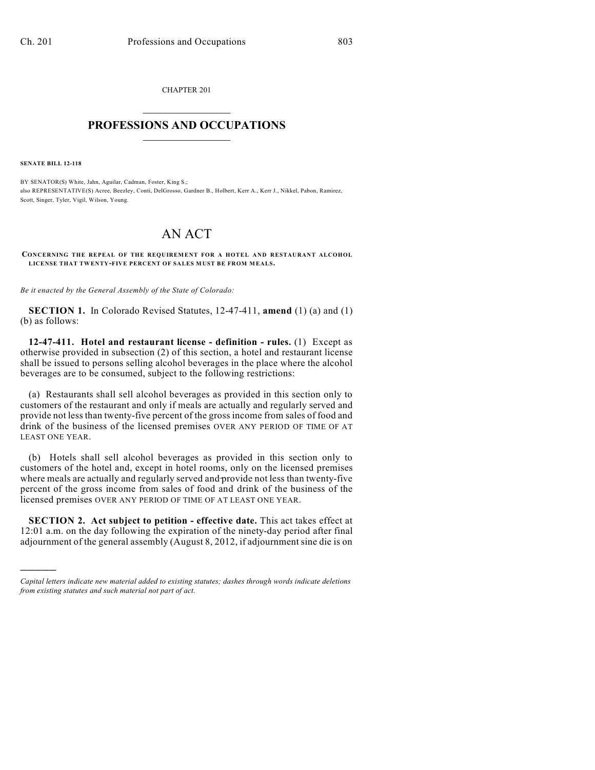CHAPTER 201

# PROFESSIONS AND OCCUPATIONS

**SENATE BILL 12-118**

BY SENATOR(S) White, Jahn, Aguilar, Cadman, Foster, King S.;
also REPRESENTATIVE(S) Acree, Beezley, Conti, DelGrosso, Gardner B., Holbert, Kerr A., Kerr J., Nikkel, Pabon, Ramirez, Scott, Singer, Tyler, Vigil, Wilson, Young.

# AN ACT

**CONCERNING THE REPEAL OF THE REQUIREMENT FOR A HOTEL AND RESTAURANT ALCOHOL LICENSE THAT TWENTY-FIVE PERCENT OF SALES MUST BE FROM MEALS.**

*Be it enacted by the General Assembly of the State of Colorado:*

**SECTION 1.** In Colorado Revised Statutes, 12-47-411, **amend** (1) (a) and (1) (b) as follows:

**12-47-411. Hotel and restaurant license - definition - rules.** (1) Except as otherwise provided in subsection (2) of this section, a hotel and restaurant license shall be issued to persons selling alcohol beverages in the place where the alcohol beverages are to be consumed, subject to the following restrictions:

(a) Restaurants shall sell alcohol beverages as provided in this section only to customers of the restaurant and only if meals are actually and regularly served and provide not less than twenty-five percent of the gross income from sales of food and drink of the business of the licensed premises OVER ANY PERIOD OF TIME OF AT LEAST ONE YEAR.

(b) Hotels shall sell alcohol beverages as provided in this section only to customers of the hotel and, except in hotel rooms, only on the licensed premises where meals are actually and regularly served and provide not less than twenty-five percent of the gross income from sales of food and drink of the business of the licensed premises OVER ANY PERIOD OF TIME OF AT LEAST ONE YEAR.

**SECTION 2. Act subject to petition - effective date.** This act takes effect at 12:01 a.m. on the day following the expiration of the ninety-day period after final adjournment of the general assembly (August 8, 2012, if adjournment sine die is on

---

*Capital letters indicate new material added to existing statutes; dashes through words indicate deletions from existing statutes and such material not part of act.*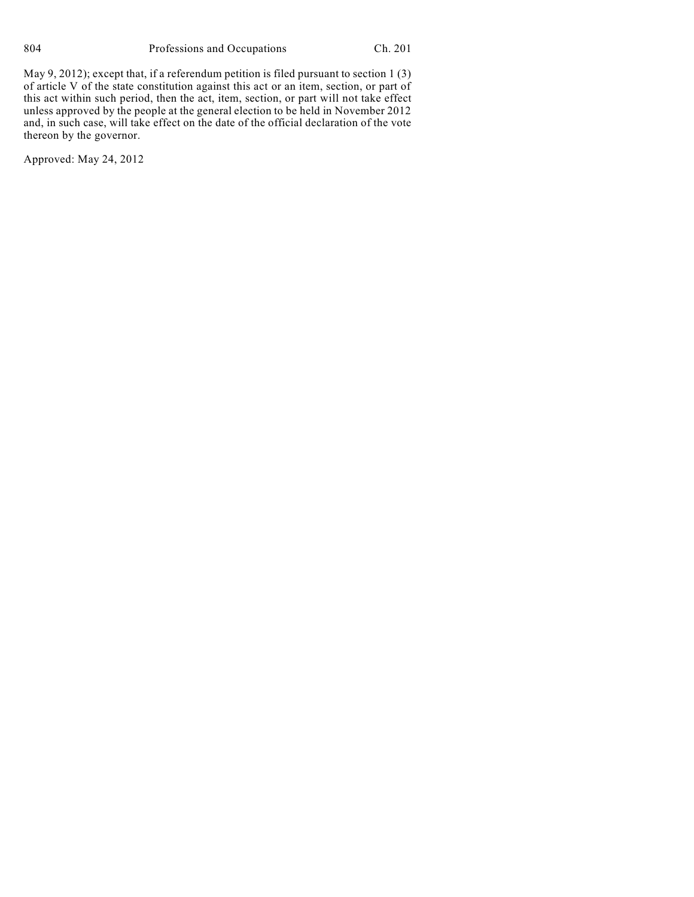May 9, 2012); except that, if a referendum petition is filed pursuant to section 1 (3) of article V of the state constitution against this act or an item, section, or part of this act within such period, then the act, item, section, or part will not take effect unless approved by the people at the general election to be held in November 2012 and, in such case, will take effect on the date of the official declaration of the vote thereon by the governor.

Approved: May 24, 2012